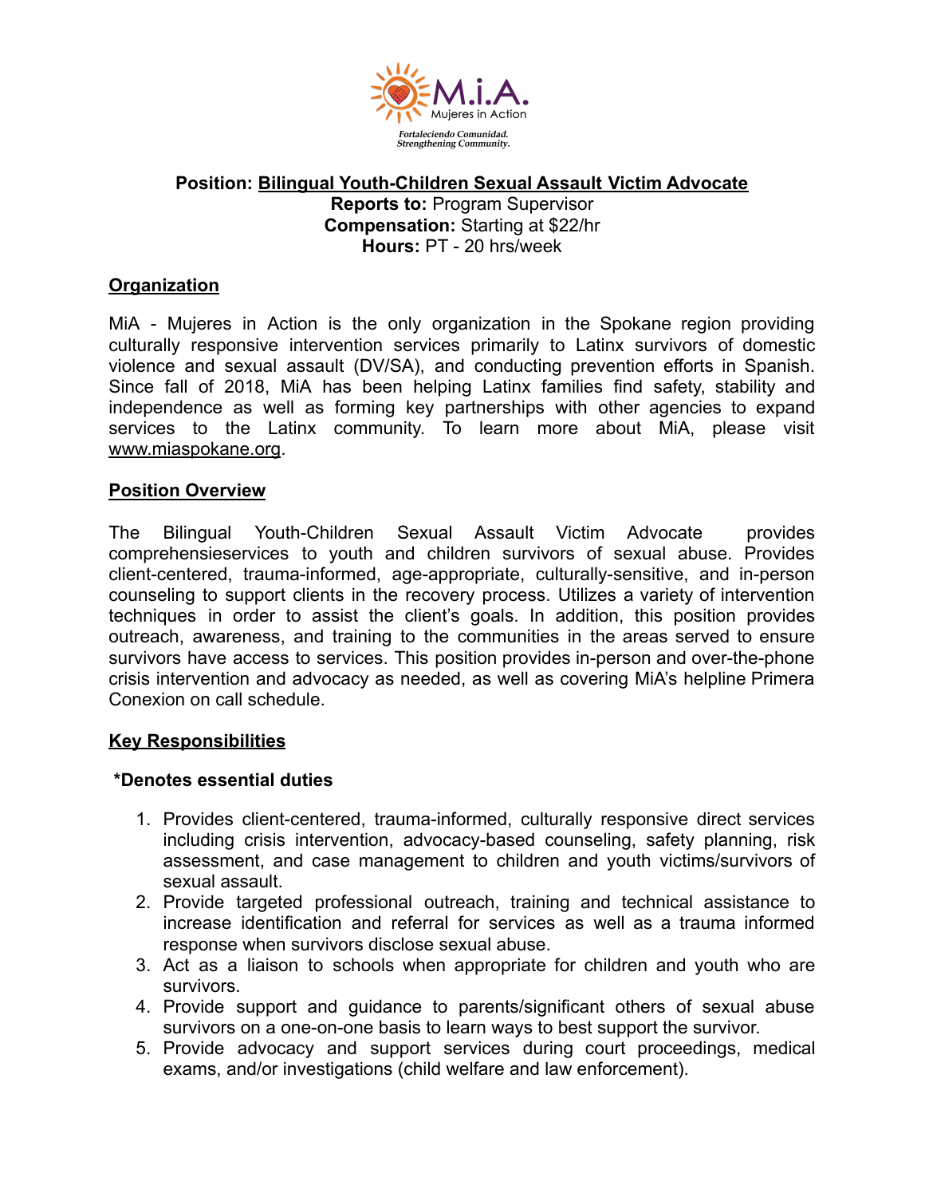M.i.A.
Mujeres in Action
*Fortaleciendo Comunidad.*
*Strengthening Community.*

**Position: Bilingual Youth-Children Sexual Assault Victim Advocate**
**Reports to:** Program Supervisor
**Compensation:** Starting at $22/hr
**Hours:** PT - 20 hrs/week

## Organization

MiA - Mujeres in Action is the only organization in the Spokane region providing culturally responsive intervention services primarily to Latinx survivors of domestic violence and sexual assault (DV/SA), and conducting prevention efforts in Spanish. Since fall of 2018, MiA has been helping Latinx families find safety, stability and independence as well as forming key partnerships with other agencies to expand services to the Latinx community. To learn more about MiA, please visit www.miaspokane.org.

## Position Overview

The Bilingual Youth-Children Sexual Assault Victim Advocate provides comprehensieservices to youth and children survivors of sexual abuse. Provides client-centered, trauma-informed, age-appropriate, culturally-sensitive, and in-person counseling to support clients in the recovery process. Utilizes a variety of intervention techniques in order to assist the client's goals. In addition, this position provides outreach, awareness, and training to the communities in the areas served to ensure survivors have access to services. This position provides in-person and over-the-phone crisis intervention and advocacy as needed, as well as covering MiA's helpline Primera Conexion on call schedule.

## Key Responsibilities

**\*Denotes essential duties**

1. Provides client-centered, trauma-informed, culturally responsive direct services including crisis intervention, advocacy-based counseling, safety planning, risk assessment, and case management to children and youth victims/survivors of sexual assault.
2. Provide targeted professional outreach, training and technical assistance to increase identification and referral for services as well as a trauma informed response when survivors disclose sexual abuse.
3. Act as a liaison to schools when appropriate for children and youth who are survivors.
4. Provide support and guidance to parents/significant others of sexual abuse survivors on a one-on-one basis to learn ways to best support the survivor.
5. Provide advocacy and support services during court proceedings, medical exams, and/or investigations (child welfare and law enforcement).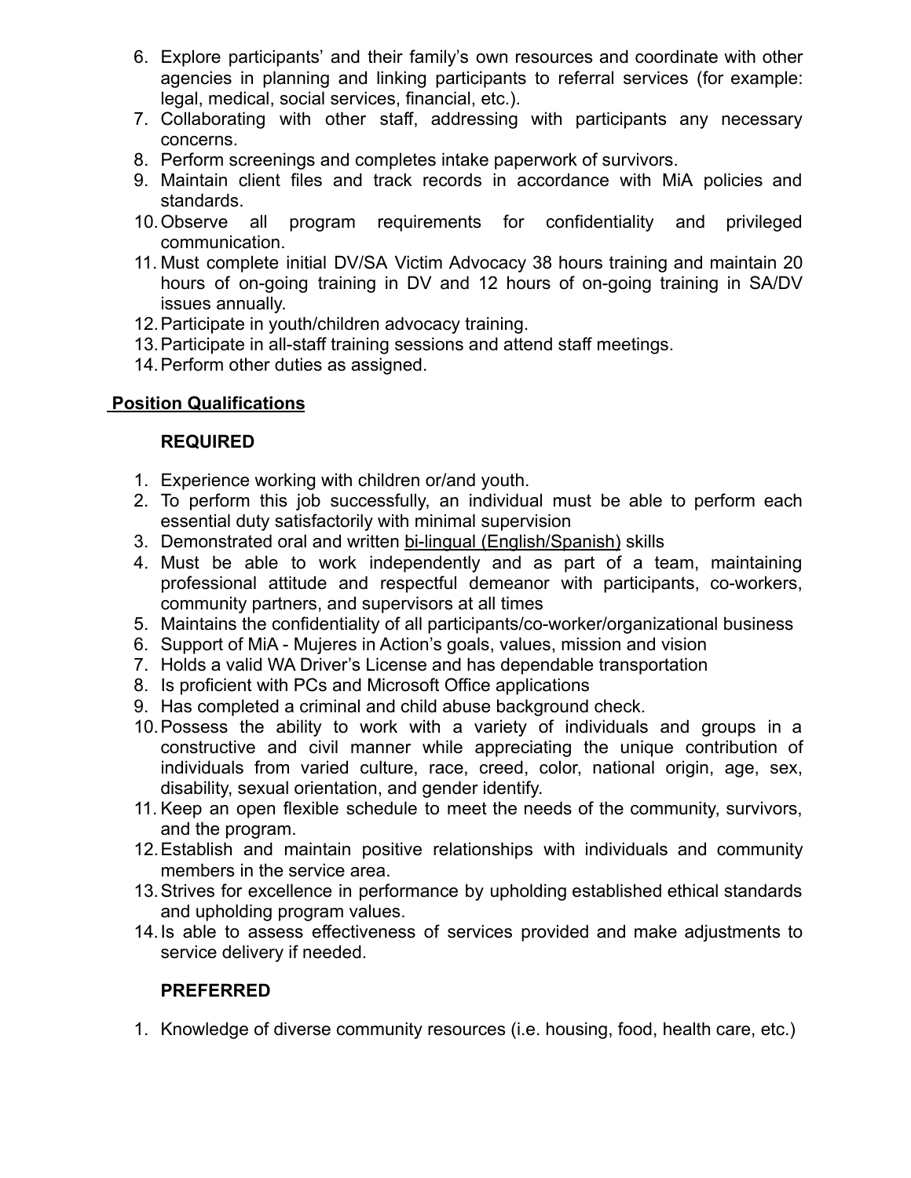6. Explore participants' and their family's own resources and coordinate with other agencies in planning and linking participants to referral services (for example: legal, medical, social services, financial, etc.).
7. Collaborating with other staff, addressing with participants any necessary concerns.
8. Perform screenings and completes intake paperwork of survivors.
9. Maintain client files and track records in accordance with MiA policies and standards.
10. Observe all program requirements for confidentiality and privileged communication.
11. Must complete initial DV/SA Victim Advocacy 38 hours training and maintain 20 hours of on-going training in DV and 12 hours of on-going training in SA/DV issues annually.
12. Participate in youth/children advocacy training.
13. Participate in all-staff training sessions and attend staff meetings.
14. Perform other duties as assigned.

## Position Qualifications

### REQUIRED

1. Experience working with children or/and youth.
2. To perform this job successfully, an individual must be able to perform each essential duty satisfactorily with minimal supervision
3. Demonstrated oral and written bi-lingual (English/Spanish) skills
4. Must be able to work independently and as part of a team, maintaining professional attitude and respectful demeanor with participants, co-workers, community partners, and supervisors at all times
5. Maintains the confidentiality of all participants/co-worker/organizational business
6. Support of MiA - Mujeres in Action's goals, values, mission and vision
7. Holds a valid WA Driver's License and has dependable transportation
8. Is proficient with PCs and Microsoft Office applications
9. Has completed a criminal and child abuse background check.
10. Possess the ability to work with a variety of individuals and groups in a constructive and civil manner while appreciating the unique contribution of individuals from varied culture, race, creed, color, national origin, age, sex, disability, sexual orientation, and gender identify.
11. Keep an open flexible schedule to meet the needs of the community, survivors, and the program.
12. Establish and maintain positive relationships with individuals and community members in the service area.
13. Strives for excellence in performance by upholding established ethical standards and upholding program values.
14. Is able to assess effectiveness of services provided and make adjustments to service delivery if needed.

### PREFERRED

1. Knowledge of diverse community resources (i.e. housing, food, health care, etc.)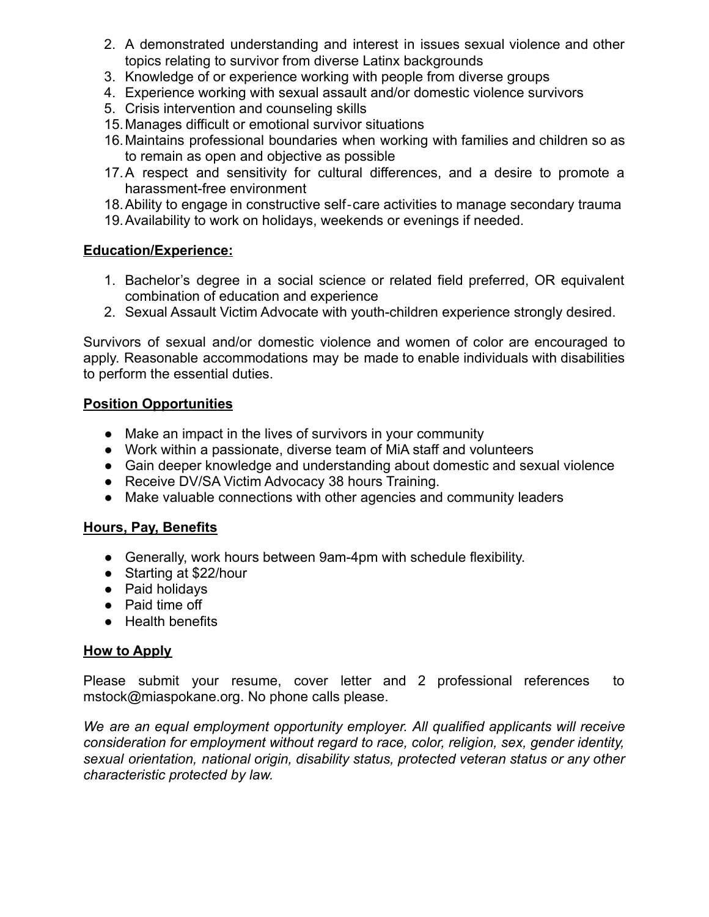2. A demonstrated understanding and interest in issues sexual violence and other topics relating to survivor from diverse Latinx backgrounds
3. Knowledge of or experience working with people from diverse groups
4. Experience working with sexual assault and/or domestic violence survivors
5. Crisis intervention and counseling skills
15. Manages difficult or emotional survivor situations
16. Maintains professional boundaries when working with families and children so as to remain as open and objective as possible
17. A respect and sensitivity for cultural differences, and a desire to promote a harassment-free environment
18. Ability to engage in constructive self-care activities to manage secondary trauma
19. Availability to work on holidays, weekends or evenings if needed.

**<u>Education/Experience:</u>**

1. Bachelor's degree in a social science or related field preferred, OR equivalent combination of education and experience
2. Sexual Assault Victim Advocate with youth-children experience strongly desired.

Survivors of sexual and/or domestic violence and women of color are encouraged to apply. Reasonable accommodations may be made to enable individuals with disabilities to perform the essential duties.

**<u>Position Opportunities</u>**

- Make an impact in the lives of survivors in your community
- Work within a passionate, diverse team of MiA staff and volunteers
- Gain deeper knowledge and understanding about domestic and sexual violence
- Receive DV/SA Victim Advocacy 38 hours Training.
- Make valuable connections with other agencies and community leaders

**<u>Hours, Pay, Benefits</u>**

- Generally, work hours between 9am-4pm with schedule flexibility.
- Starting at $22/hour
- Paid holidays
- Paid time off
- Health benefits

**<u>How to Apply</u>**

Please submit your resume, cover letter and 2 professional references to mstock@miaspokane.org. No phone calls please.

*We are an equal employment opportunity employer. All qualified applicants will receive consideration for employment without regard to race, color, religion, sex, gender identity, sexual orientation, national origin, disability status, protected veteran status or any other characteristic protected by law.*